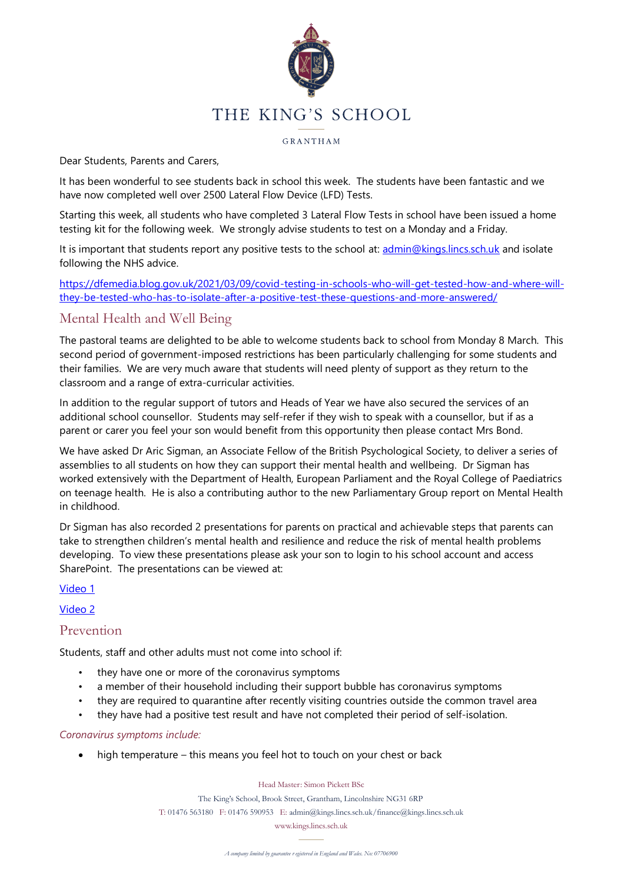# THE KING'S SCHOOL

GRANTHAM

Dear Students, Parents and Carers,

It has been wonderful to see students back in school this week. The students have been fantastic and we have now completed well over 2500 Lateral Flow Device (LFD) Tests.

Starting this week, all students who have completed 3 Lateral Flow Tests in school have been issued a home testing kit for the following week. We strongly advise students to test on a Monday and a Friday.

It is important that students report any positive tests to the school at: [admin@kings.lincs.sch.uk](mailto:admin@kings.lincs.sch.uk) and isolate following the NHS advice.

[https://dfemedia.blog.gov.uk/2021/03/09/covid-testing-in-schools-who-will-get-tested-how-and-where-will-they-be-tested-who-has-to-isolate-after-a-positive-test-these-questions-and-more-answered/](https://dfemedia.blog.gov.uk/2021/03/09/covid-testing-in-schools-who-will-get-tested-how-and-where-will-they-be-tested-who-has-to-isolate-after-a-positive-test-these-questions-and-more-answered/)

## Mental Health and Well Being

The pastoral teams are delighted to be able to welcome students back to school from Monday 8 March. This second period of government-imposed restrictions has been particularly challenging for some students and their families. We are very much aware that students will need plenty of support as they return to the classroom and a range of extra-curricular activities.

In addition to the regular support of tutors and Heads of Year we have also secured the services of an additional school counsellor. Students may self-refer if they wish to speak with a counsellor, but if as a parent or carer you feel your son would benefit from this opportunity then please contact Mrs Bond.

We have asked Dr Aric Sigman, an Associate Fellow of the British Psychological Society, to deliver a series of assemblies to all students on how they can support their mental health and wellbeing. Dr Sigman has worked extensively with the Department of Health, European Parliament and the Royal College of Paediatrics on teenage health. He is also a contributing author to the new Parliamentary Group report on Mental Health in childhood.

Dr Sigman has also recorded 2 presentations for parents on practical and achievable steps that parents can take to strengthen children's mental health and resilience and reduce the risk of mental health problems developing. To view these presentations please ask your son to login to his school account and access SharePoint. The presentations can be viewed at:

Video 1

Video 2

## Prevention

Students, staff and other adults must not come into school if:

- they have one or more of the coronavirus symptoms
- a member of their household including their support bubble has coronavirus symptoms
- they are required to quarantine after recently visiting countries outside the common travel area
- they have had a positive test result and have not completed their period of self-isolation.

*Coronavirus symptoms include:*

- high temperature – this means you feel hot to touch on your chest or back

Head Master: Simon Pickett BSc

The King's School, Brook Street, Grantham, Lincolnshire NG31 6RP

T: 01476 563180 F: 01476 590953 E: admin@kings.lincs.sch.uk/finance@kings.lincs.sch.uk

www.kings.lincs.sch.uk

*A company limited by guarantee registered in England and Wales. No: 07706900*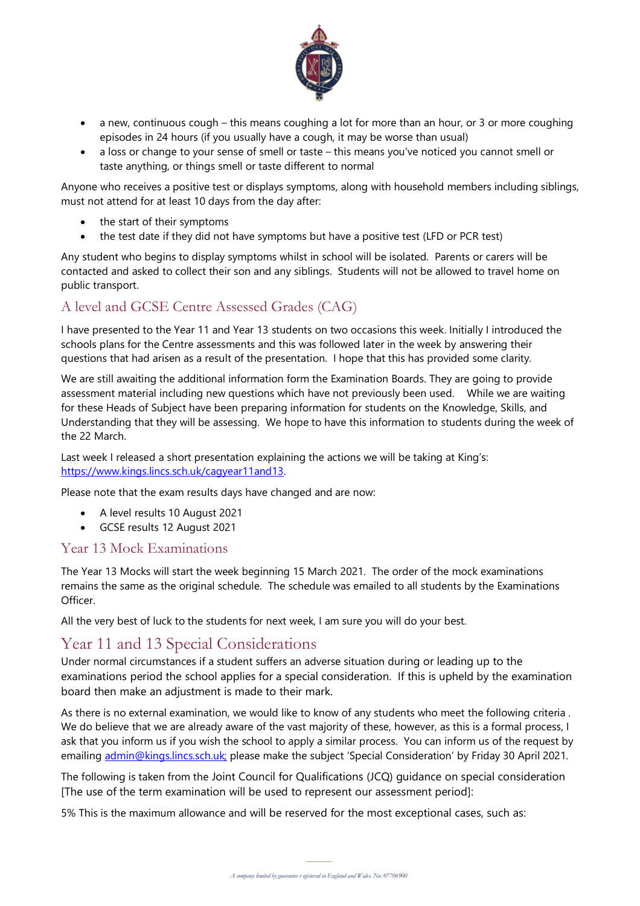- a new, continuous cough – this means coughing a lot for more than an hour, or 3 or more coughing episodes in 24 hours (if you usually have a cough, it may be worse than usual)
- a loss or change to your sense of smell or taste – this means you've noticed you cannot smell or taste anything, or things smell or taste different to normal

Anyone who receives a positive test or displays symptoms, along with household members including siblings, must not attend for at least 10 days from the day after:

- the start of their symptoms
- the test date if they did not have symptoms but have a positive test (LFD or PCR test)

Any student who begins to display symptoms whilst in school will be isolated. Parents or carers will be contacted and asked to collect their son and any siblings. Students will not be allowed to travel home on public transport.

## A level and GCSE Centre Assessed Grades (CAG)

I have presented to the Year 11 and Year 13 students on two occasions this week. Initially I introduced the schools plans for the Centre assessments and this was followed later in the week by answering their questions that had arisen as a result of the presentation. I hope that this has provided some clarity.

We are still awaiting the additional information form the Examination Boards. They are going to provide assessment material including new questions which have not previously been used. While we are waiting for these Heads of Subject have been preparing information for students on the Knowledge, Skills, and Understanding that they will be assessing. We hope to have this information to students during the week of the 22 March.

Last week I released a short presentation explaining the actions we will be taking at King's: [https://www.kings.lincs.sch.uk/cagyear11and13](https://www.kings.lincs.sch.uk/cagyear11and13).

Please note that the exam results days have changed and are now:

- A level results 10 August 2021
- GCSE results 12 August 2021

## Year 13 Mock Examinations

The Year 13 Mocks will start the week beginning 15 March 2021. The order of the mock examinations remains the same as the original schedule. The schedule was emailed to all students by the Examinations Officer.

All the very best of luck to the students for next week, I am sure you will do your best.

## Year 11 and 13 Special Considerations

Under normal circumstances if a student suffers an adverse situation during or leading up to the examinations period the school applies for a special consideration. If this is upheld by the examination board then make an adjustment is made to their mark.

As there is no external examination, we would like to know of any students who meet the following criteria . We do believe that we are already aware of the vast majority of these, however, as this is a formal process, I ask that you inform us if you wish the school to apply a similar process. You can inform us of the request by emailing [admin@kings.lincs.sch.uk;](mailto:admin@kings.lincs.sch.uk) please make the subject 'Special Consideration' by Friday 30 April 2021.

The following is taken from the Joint Council for Qualifications (JCQ) guidance on special consideration [The use of the term examination will be used to represent our assessment period]:

5% This is the maximum allowance and will be reserved for the most exceptional cases, such as: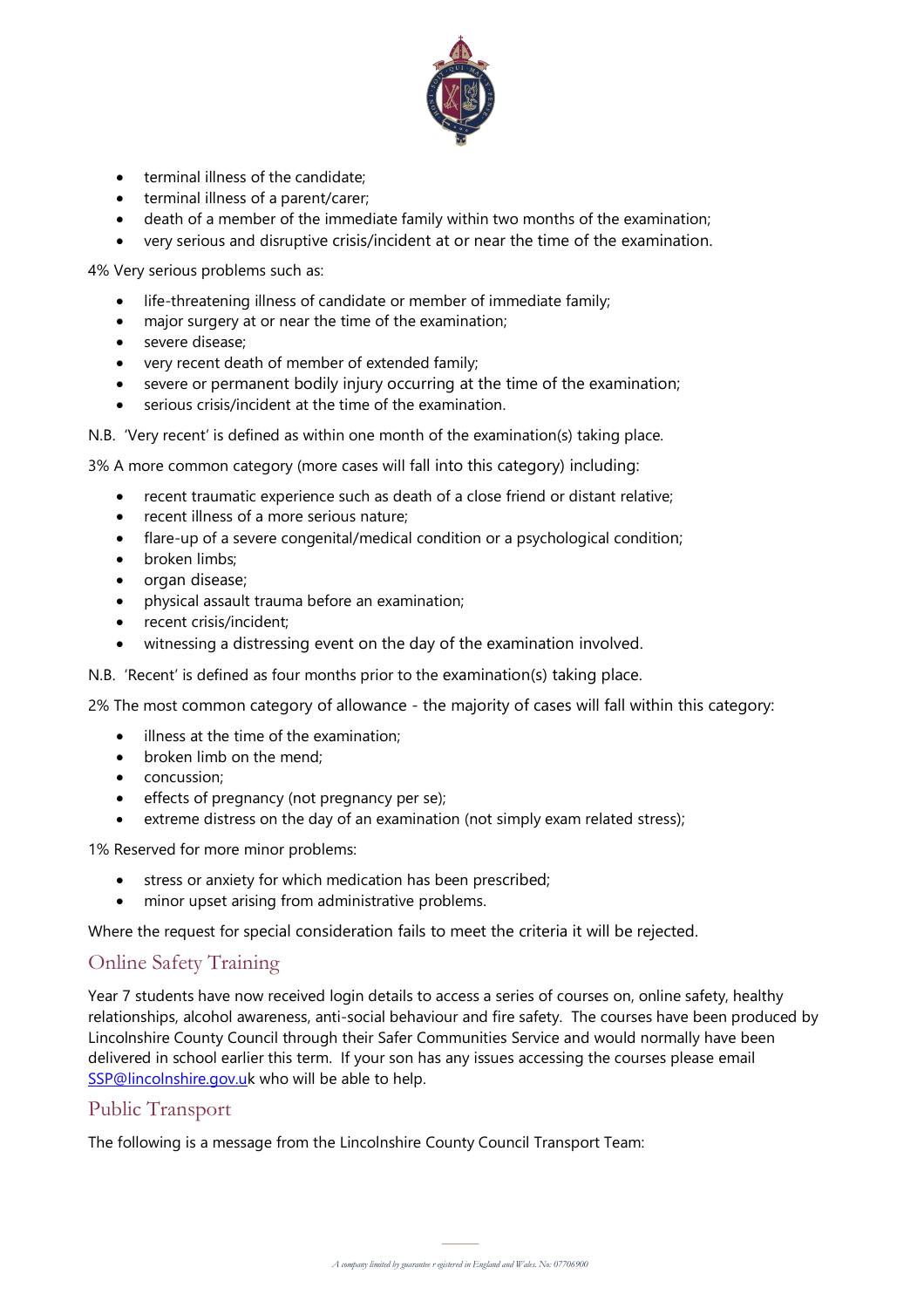- terminal illness of the candidate;
- terminal illness of a parent/carer;
- death of a member of the immediate family within two months of the examination;
- very serious and disruptive crisis/incident at or near the time of the examination.

4% Very serious problems such as:

- life-threatening illness of candidate or member of immediate family;
- major surgery at or near the time of the examination;
- severe disease;
- very recent death of member of extended family;
- severe or permanent bodily injury occurring at the time of the examination;
- serious crisis/incident at the time of the examination.

N.B. 'Very recent' is defined as within one month of the examination(s) taking place.

3% A more common category (more cases will fall into this category) including:

- recent traumatic experience such as death of a close friend or distant relative;
- recent illness of a more serious nature;
- flare-up of a severe congenital/medical condition or a psychological condition;
- broken limbs;
- organ disease;
- physical assault trauma before an examination;
- recent crisis/incident;
- witnessing a distressing event on the day of the examination involved.

N.B. 'Recent' is defined as four months prior to the examination(s) taking place.

2% The most common category of allowance - the majority of cases will fall within this category:

- illness at the time of the examination;
- broken limb on the mend;
- concussion;
- effects of pregnancy (not pregnancy per se);
- extreme distress on the day of an examination (not simply exam related stress);

1% Reserved for more minor problems:

- stress or anxiety for which medication has been prescribed;
- minor upset arising from administrative problems.

Where the request for special consideration fails to meet the criteria it will be rejected.

## Online Safety Training

Year 7 students have now received login details to access a series of courses on, online safety, healthy relationships, alcohol awareness, anti-social behaviour and fire safety. The courses have been produced by Lincolnshire County Council through their Safer Communities Service and would normally have been delivered in school earlier this term. If your son has any issues accessing the courses please email SSP@lincolnshire.gov.uk who will be able to help.

## Public Transport

The following is a message from the Lincolnshire County Council Transport Team: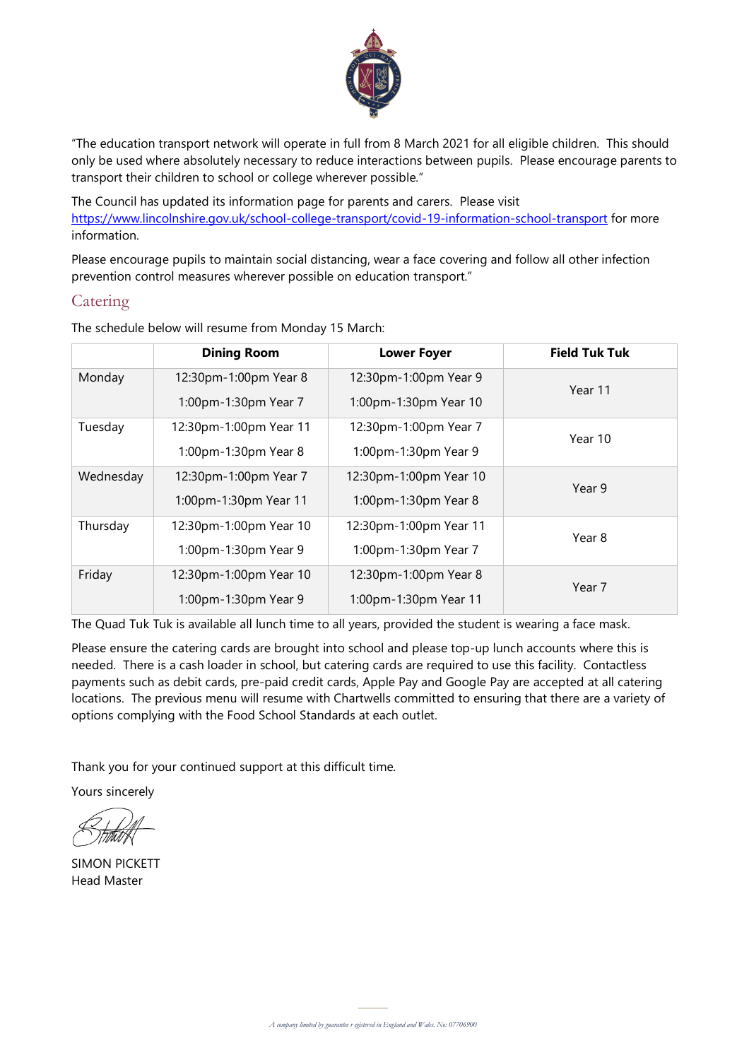"The education transport network will operate in full from 8 March 2021 for all eligible children. This should only be used where absolutely necessary to reduce interactions between pupils. Please encourage parents to transport their children to school or college wherever possible."

The Council has updated its information page for parents and carers. Please visit https://www.lincolnshire.gov.uk/school-college-transport/covid-19-information-school-transport for more information.

Please encourage pupils to maintain social distancing, wear a face covering and follow all other infection prevention control measures wherever possible on education transport."

## Catering

The schedule below will resume from Monday 15 March:

| | **Dining Room** | **Lower Foyer** | **Field Tuk Tuk** |
|---|---|---|---|
| Monday | 12:30pm-1:00pm Year 8<br>1:00pm-1:30pm Year 7 | 12:30pm-1:00pm Year 9<br>1:00pm-1:30pm Year 10 | Year 11 |
| Tuesday | 12:30pm-1:00pm Year 11<br>1:00pm-1:30pm Year 8 | 12:30pm-1:00pm Year 7<br>1:00pm-1:30pm Year 9 | Year 10 |
| Wednesday | 12:30pm-1:00pm Year 7<br>1:00pm-1:30pm Year 11 | 12:30pm-1:00pm Year 10<br>1:00pm-1:30pm Year 8 | Year 9 |
| Thursday | 12:30pm-1:00pm Year 10<br>1:00pm-1:30pm Year 9 | 12:30pm-1:00pm Year 11<br>1:00pm-1:30pm Year 7 | Year 8 |
| Friday | 12:30pm-1:00pm Year 10<br>1:00pm-1:30pm Year 9 | 12:30pm-1:00pm Year 8<br>1:00pm-1:30pm Year 11 | Year 7 |

The Quad Tuk Tuk is available all lunch time to all years, provided the student is wearing a face mask.

Please ensure the catering cards are brought into school and please top-up lunch accounts where this is needed. There is a cash loader in school, but catering cards are required to use this facility. Contactless payments such as debit cards, pre-paid credit cards, Apple Pay and Google Pay are accepted at all catering locations. The previous menu will resume with Chartwells committed to ensuring that there are a variety of options complying with the Food School Standards at each outlet.

Thank you for your continued support at this difficult time.

Yours sincerely

SIMON PICKETT
Head Master

*A company limited by guarantee registered in England and Wales. No: 07706900*